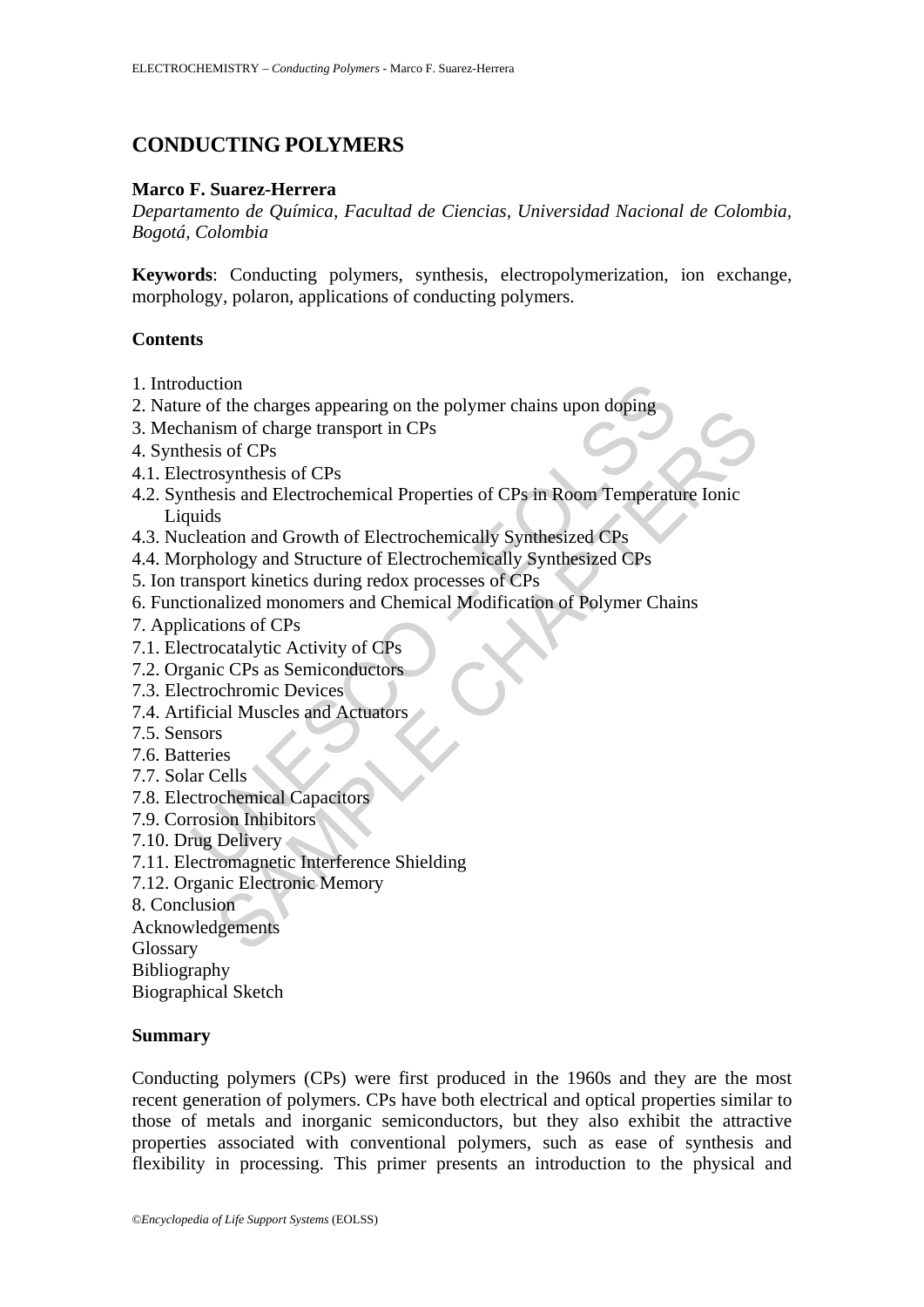# CONDUCTING POLYMERS

**Marco F. Suarez-Herrera**

*Departamento de Química, Facultad de Ciencias, Universidad Nacional de Colombia, Bogotá, Colombia*

**Keywords**: Conducting polymers, synthesis, electropolymerization, ion exchange, morphology, polaron, applications of conducting polymers.

## Contents

1. Introduction
2. Nature of the charges appearing on the polymer chains upon doping
3. Mechanism of charge transport in CPs
4. Synthesis of CPs
4.1. Electrosynthesis of CPs
4.2. Synthesis and Electrochemical Properties of CPs in Room Temperature Ionic Liquids
4.3. Nucleation and Growth of Electrochemically Synthesized CPs
4.4. Morphology and Structure of Electrochemically Synthesized CPs
5. Ion transport kinetics during redox processes of CPs
6. Functionalized monomers and Chemical Modification of Polymer Chains
7. Applications of CPs
7.1. Electrocatalytic Activity of CPs
7.2. Organic CPs as Semiconductors
7.3. Electrochromic Devices
7.4. Artificial Muscles and Actuators
7.5. Sensors
7.6. Batteries
7.7. Solar Cells
7.8. Electrochemical Capacitors
7.9. Corrosion Inhibitors
7.10. Drug Delivery
7.11. Electromagnetic Interference Shielding
7.12. Organic Electronic Memory
8. Conclusion

Acknowledgements
Glossary
Bibliography
Biographical Sketch

## Summary

Conducting polymers (CPs) were first produced in the 1960s and they are the most recent generation of polymers. CPs have both electrical and optical properties similar to those of metals and inorganic semiconductors, but they also exhibit the attractive properties associated with conventional polymers, such as ease of synthesis and flexibility in processing. This primer presents an introduction to the physical and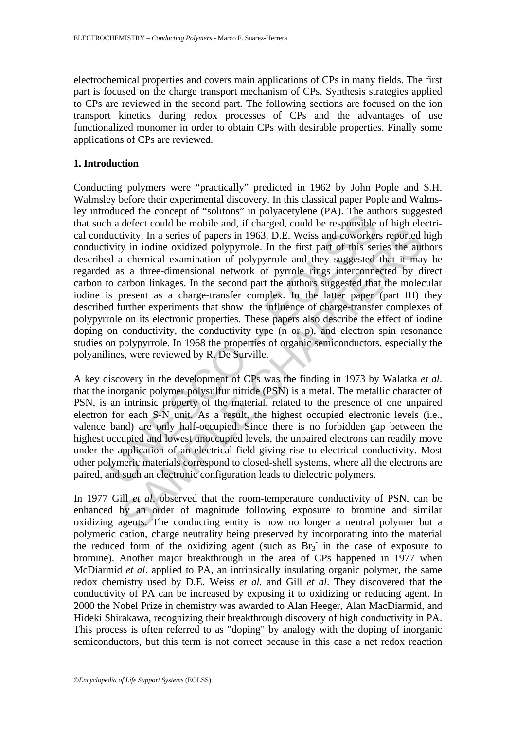electrochemical properties and covers main applications of CPs in many fields. The first part is focused on the charge transport mechanism of CPs. Synthesis strategies applied to CPs are reviewed in the second part. The following sections are focused on the ion transport kinetics during redox processes of CPs and the advantages of use functionalized monomer in order to obtain CPs with desirable properties. Finally some applications of CPs are reviewed.

## 1. Introduction

Conducting polymers were "practically" predicted in 1962 by John Pople and S.H. Walmsley before their experimental discovery. In this classical paper Pople and Walmsley introduced the concept of "solitons" in polyacetylene (PA). The authors suggested that such a defect could be mobile and, if charged, could be responsible of high electrical conductivity. In a series of papers in 1963, D.E. Weiss and coworkers reported high conductivity in iodine oxidized polypyrrole. In the first part of this series the authors described a chemical examination of polypyrrole and they suggested that it may be regarded as a three-dimensional network of pyrrole rings interconnected by direct carbon to carbon linkages. In the second part the authors suggested that the molecular iodine is present as a charge-transfer complex. In the latter paper (part III) they described further experiments that show the influence of charge-transfer complexes of polypyrrole on its electronic properties. These papers also describe the effect of iodine doping on conductivity, the conductivity type (n or p), and electron spin resonance studies on polypyrrole. In 1968 the properties of organic semiconductors, especially the polyanilines, were reviewed by R. De Surville.

A key discovery in the development of CPs was the finding in 1973 by Walatka *et al*. that the inorganic polymer polysulfur nitride (PSN) is a metal. The metallic character of PSN, is an intrinsic property of the material, related to the presence of one unpaired electron for each S-N unit. As a result, the highest occupied electronic levels (i.e., valence band) are only half-occupied. Since there is no forbidden gap between the highest occupied and lowest unoccupied levels, the unpaired electrons can readily move under the application of an electrical field giving rise to electrical conductivity. Most other polymeric materials correspond to closed-shell systems, where all the electrons are paired, and such an electronic configuration leads to dielectric polymers.

In 1977 Gill *et al*. observed that the room-temperature conductivity of PSN, can be enhanced by an order of magnitude following exposure to bromine and similar oxidizing agents. The conducting entity is now no longer a neutral polymer but a polymeric cation, charge neutrality being preserved by incorporating into the material the reduced form of the oxidizing agent (such as $Br_3^-$ in the case of exposure to bromine). Another major breakthrough in the area of CPs happened in 1977 when McDiarmid *et al*. applied to PA, an intrinsically insulating organic polymer, the same redox chemistry used by D.E. Weiss *et al.* and Gill *et al*. They discovered that the conductivity of PA can be increased by exposing it to oxidizing or reducing agent. In 2000 the Nobel Prize in chemistry was awarded to Alan Heeger, Alan MacDiarmid, and Hideki Shirakawa, recognizing their breakthrough discovery of high conductivity in PA. This process is often referred to as "doping" by analogy with the doping of inorganic semiconductors, but this term is not correct because in this case a net redox reaction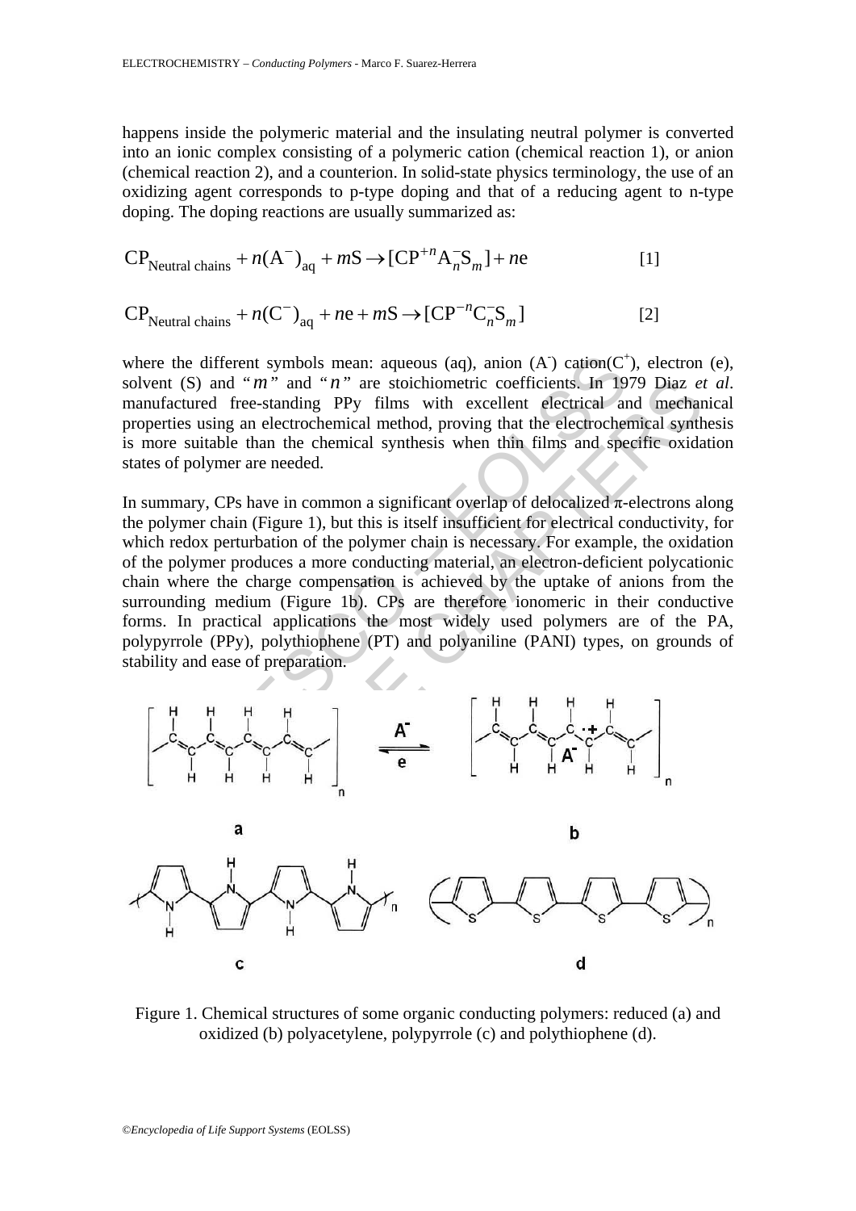happens inside the polymeric material and the insulating neutral polymer is converted into an ionic complex consisting of a polymeric cation (chemical reaction 1), or anion (chemical reaction 2), and a counterion. In solid-state physics terminology, the use of an oxidizing agent corresponds to p-type doping and that of a reducing agent to n-type doping. The doping reactions are usually summarized as:

$$\mathrm{CP}_{\text{Neutral chains}} + n(\mathrm{A}^-)_{\text{aq}} + m\mathrm{S} \rightarrow [\mathrm{CP}^{+n}\mathrm{A}_n^-\mathrm{S}_m] + n\mathrm{e} \qquad [1]$$

$$\mathrm{CP}_{\text{Neutral chains}} + n(\mathrm{C}^-)_{\text{aq}} + n\mathrm{e} + m\mathrm{S} \rightarrow [\mathrm{CP}^{-n}\mathrm{C}_n^-\mathrm{S}_m] \qquad [2]$$

where the different symbols mean: aqueous (aq), anion ($A^-$) cation($C^+$), electron (e), solvent (S) and "$m$" and "$n$" are stoichiometric coefficients. In 1979 Diaz *et al*. manufactured free-standing PPy films with excellent electrical and mechanical properties using an electrochemical method, proving that the electrochemical synthesis is more suitable than the chemical synthesis when thin films and specific oxidation states of polymer are needed.

In summary, CPs have in common a significant overlap of delocalized $\pi$-electrons along the polymer chain (Figure 1), but this is itself insufficient for electrical conductivity, for which redox perturbation of the polymer chain is necessary. For example, the oxidation of the polymer produces a more conducting material, an electron-deficient polycationic chain where the charge compensation is achieved by the uptake of anions from the surrounding medium (Figure 1b). CPs are therefore ionomeric in their conductive forms. In practical applications the most widely used polymers are of the PA, polypyrrole (PPy), polythiophene (PT) and polyaniline (PANI) types, on grounds of stability and ease of preparation.

Figure 1. Chemical structures of some organic conducting polymers: reduced (a) and oxidized (b) polyacetylene, polypyrrole (c) and polythiophene (d).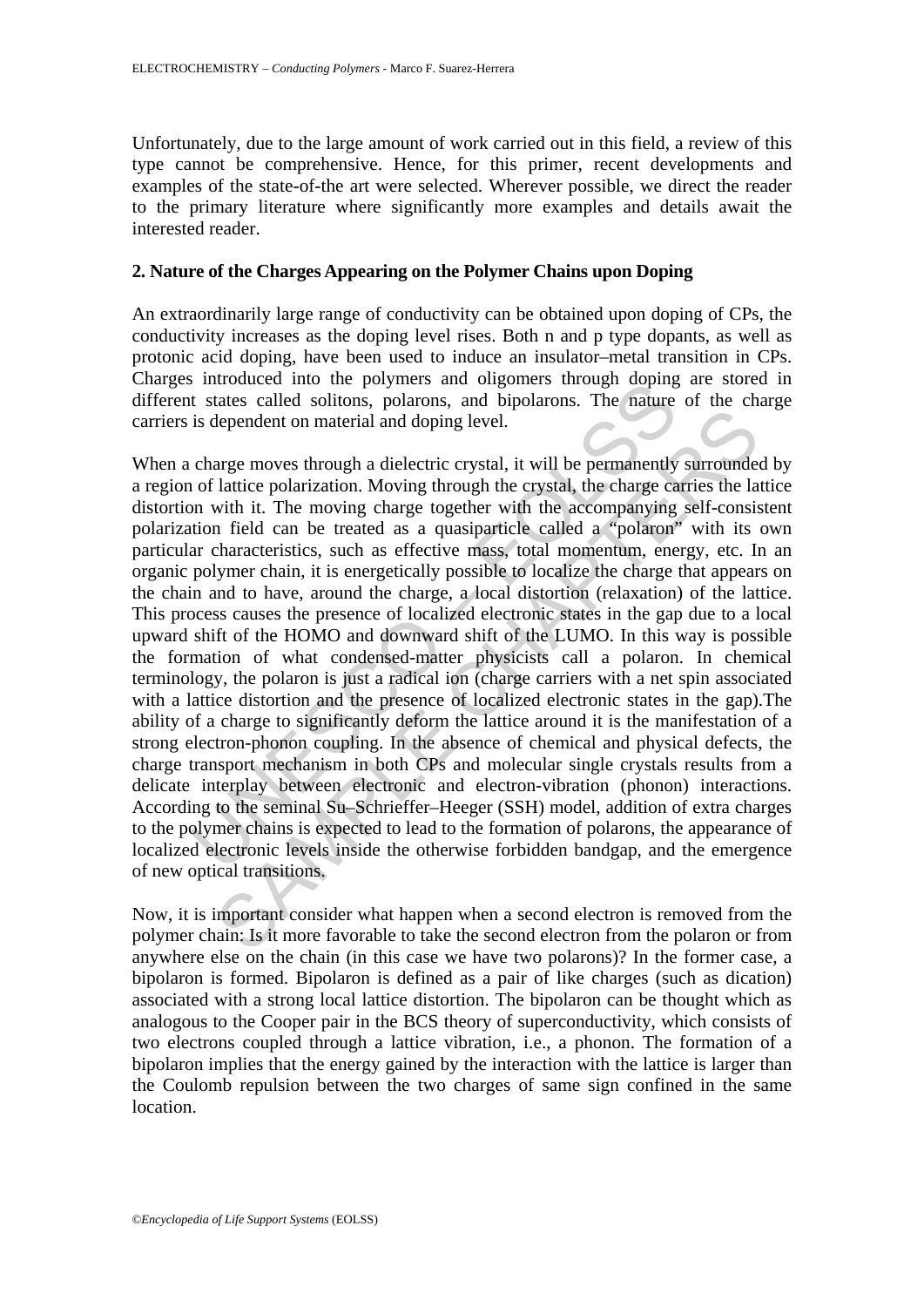Unfortunately, due to the large amount of work carried out in this field, a review of this type cannot be comprehensive. Hence, for this primer, recent developments and examples of the state-of-the art were selected. Wherever possible, we direct the reader to the primary literature where significantly more examples and details await the interested reader.

## 2. Nature of the Charges Appearing on the Polymer Chains upon Doping

An extraordinarily large range of conductivity can be obtained upon doping of CPs, the conductivity increases as the doping level rises. Both n and p type dopants, as well as protonic acid doping, have been used to induce an insulator–metal transition in CPs. Charges introduced into the polymers and oligomers through doping are stored in different states called solitons, polarons, and bipolarons. The nature of the charge carriers is dependent on material and doping level.

When a charge moves through a dielectric crystal, it will be permanently surrounded by a region of lattice polarization. Moving through the crystal, the charge carries the lattice distortion with it. The moving charge together with the accompanying self-consistent polarization field can be treated as a quasiparticle called a "polaron" with its own particular characteristics, such as effective mass, total momentum, energy, etc. In an organic polymer chain, it is energetically possible to localize the charge that appears on the chain and to have, around the charge, a local distortion (relaxation) of the lattice. This process causes the presence of localized electronic states in the gap due to a local upward shift of the HOMO and downward shift of the LUMO. In this way is possible the formation of what condensed-matter physicists call a polaron. In chemical terminology, the polaron is just a radical ion (charge carriers with a net spin associated with a lattice distortion and the presence of localized electronic states in the gap).The ability of a charge to significantly deform the lattice around it is the manifestation of a strong electron-phonon coupling. In the absence of chemical and physical defects, the charge transport mechanism in both CPs and molecular single crystals results from a delicate interplay between electronic and electron-vibration (phonon) interactions. According to the seminal Su–Schrieffer–Heeger (SSH) model, addition of extra charges to the polymer chains is expected to lead to the formation of polarons, the appearance of localized electronic levels inside the otherwise forbidden bandgap, and the emergence of new optical transitions.

Now, it is important consider what happen when a second electron is removed from the polymer chain: Is it more favorable to take the second electron from the polaron or from anywhere else on the chain (in this case we have two polarons)? In the former case, a bipolaron is formed. Bipolaron is defined as a pair of like charges (such as dication) associated with a strong local lattice distortion. The bipolaron can be thought which as analogous to the Cooper pair in the BCS theory of superconductivity, which consists of two electrons coupled through a lattice vibration, i.e., a phonon. The formation of a bipolaron implies that the energy gained by the interaction with the lattice is larger than the Coulomb repulsion between the two charges of same sign confined in the same location.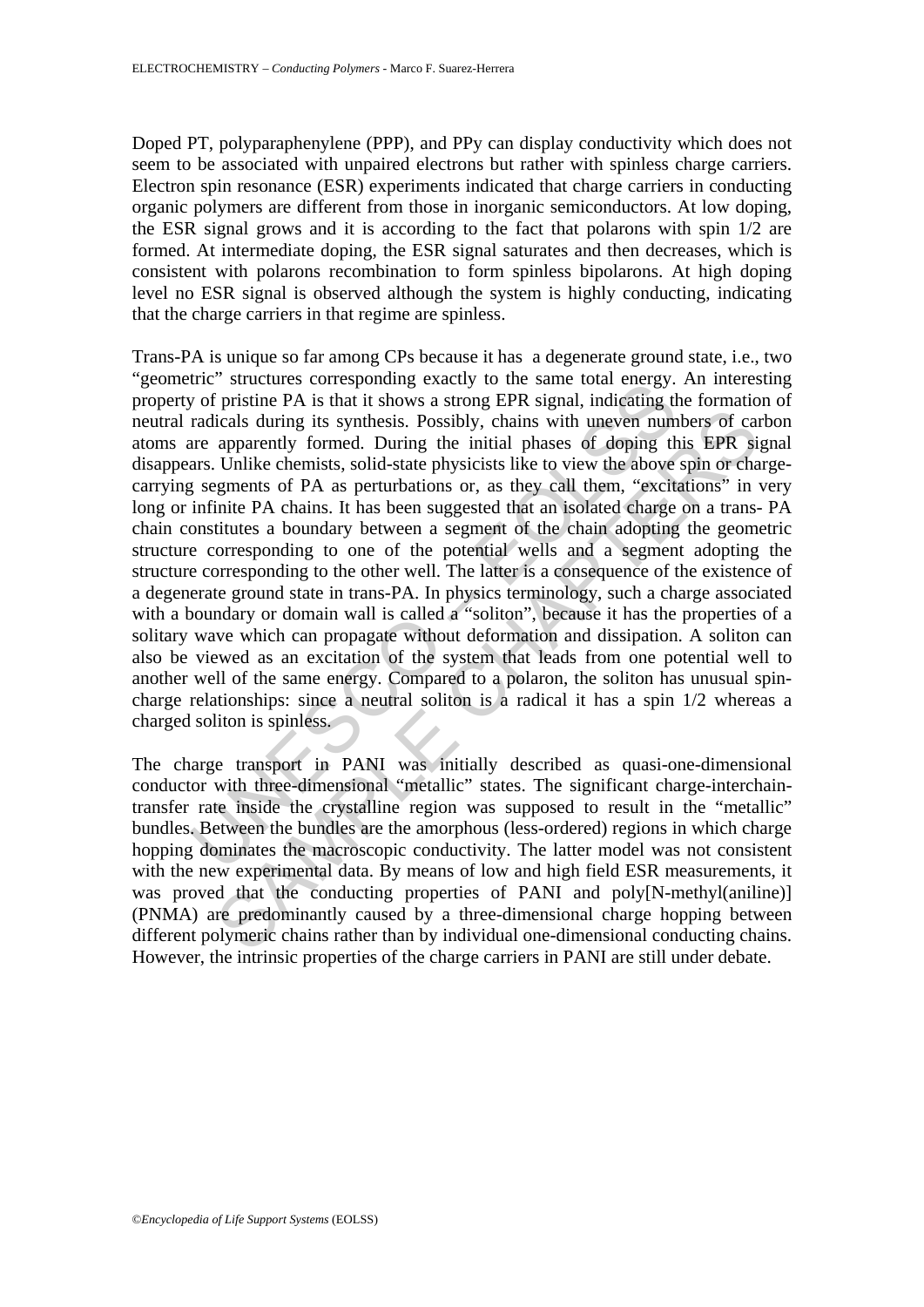Doped PT, polyparaphenylene (PPP), and PPy can display conductivity which does not seem to be associated with unpaired electrons but rather with spinless charge carriers. Electron spin resonance (ESR) experiments indicated that charge carriers in conducting organic polymers are different from those in inorganic semiconductors. At low doping, the ESR signal grows and it is according to the fact that polarons with spin 1/2 are formed. At intermediate doping, the ESR signal saturates and then decreases, which is consistent with polarons recombination to form spinless bipolarons. At high doping level no ESR signal is observed although the system is highly conducting, indicating that the charge carriers in that regime are spinless.

Trans-PA is unique so far among CPs because it has a degenerate ground state, i.e., two "geometric" structures corresponding exactly to the same total energy. An interesting property of pristine PA is that it shows a strong EPR signal, indicating the formation of neutral radicals during its synthesis. Possibly, chains with uneven numbers of carbon atoms are apparently formed. During the initial phases of doping this EPR signal disappears. Unlike chemists, solid-state physicists like to view the above spin or charge-carrying segments of PA as perturbations or, as they call them, "excitations" in very long or infinite PA chains. It has been suggested that an isolated charge on a trans- PA chain constitutes a boundary between a segment of the chain adopting the geometric structure corresponding to one of the potential wells and a segment adopting the structure corresponding to the other well. The latter is a consequence of the existence of a degenerate ground state in trans-PA. In physics terminology, such a charge associated with a boundary or domain wall is called a "soliton", because it has the properties of a solitary wave which can propagate without deformation and dissipation. A soliton can also be viewed as an excitation of the system that leads from one potential well to another well of the same energy. Compared to a polaron, the soliton has unusual spin-charge relationships: since a neutral soliton is a radical it has a spin 1/2 whereas a charged soliton is spinless.

The charge transport in PANI was initially described as quasi-one-dimensional conductor with three-dimensional "metallic" states. The significant charge-interchain-transfer rate inside the crystalline region was supposed to result in the "metallic" bundles. Between the bundles are the amorphous (less-ordered) regions in which charge hopping dominates the macroscopic conductivity. The latter model was not consistent with the new experimental data. By means of low and high field ESR measurements, it was proved that the conducting properties of PANI and poly[N-methyl(aniline)] (PNMA) are predominantly caused by a three-dimensional charge hopping between different polymeric chains rather than by individual one-dimensional conducting chains. However, the intrinsic properties of the charge carriers in PANI are still under debate.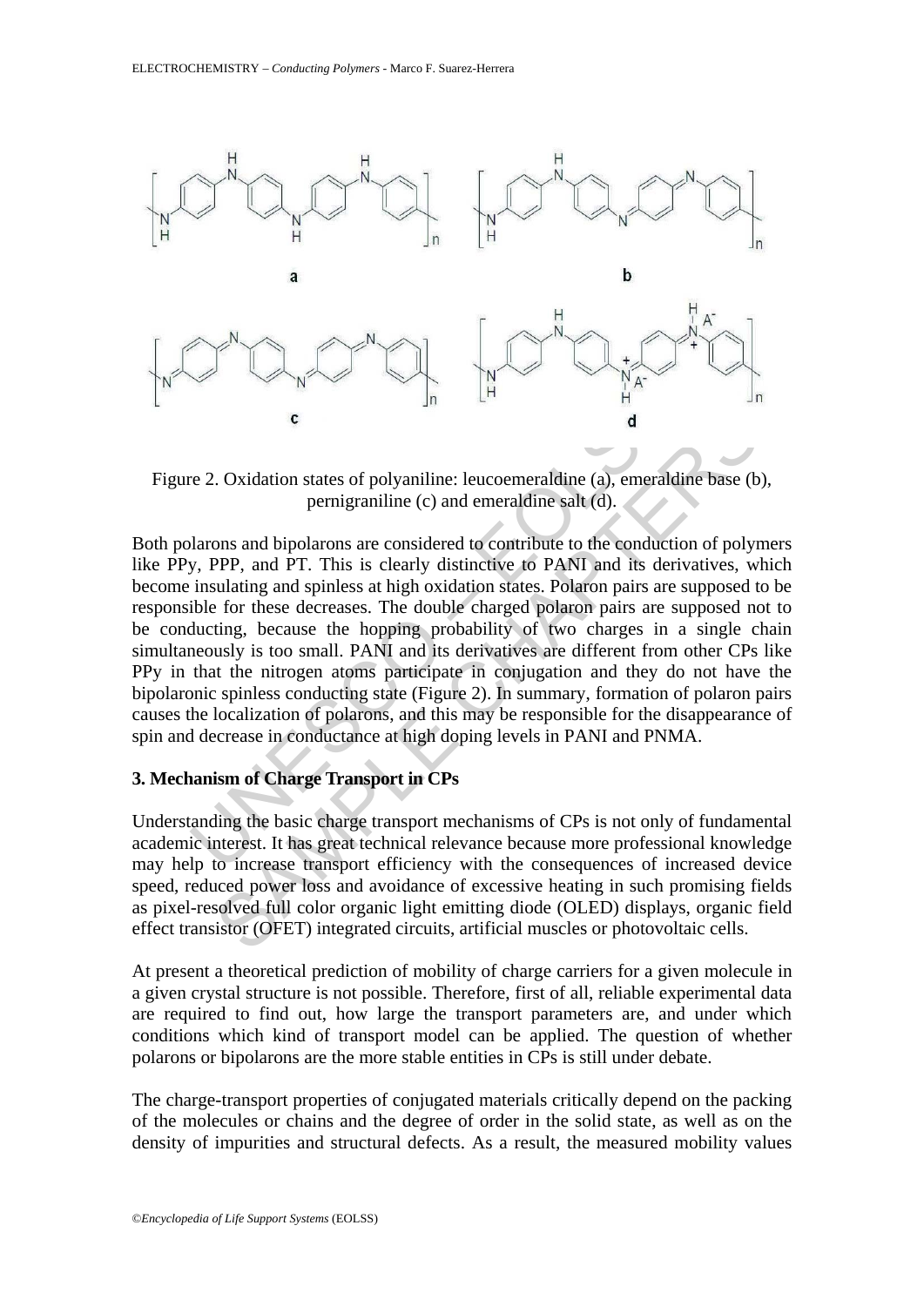Figure 2. Oxidation states of polyaniline: leucoemeraldine (a), emeraldine base (b), pernigraniline (c) and emeraldine salt (d).

Both polarons and bipolarons are considered to contribute to the conduction of polymers like PPy, PPP, and PT. This is clearly distinctive to PANI and its derivatives, which become insulating and spinless at high oxidation states. Polaron pairs are supposed to be responsible for these decreases. The double charged polaron pairs are supposed not to be conducting, because the hopping probability of two charges in a single chain simultaneously is too small. PANI and its derivatives are different from other CPs like PPy in that the nitrogen atoms participate in conjugation and they do not have the bipolaronic spinless conducting state (Figure 2). In summary, formation of polaron pairs causes the localization of polarons, and this may be responsible for the disappearance of spin and decrease in conductance at high doping levels in PANI and PNMA.

## 3. Mechanism of Charge Transport in CPs

Understanding the basic charge transport mechanisms of CPs is not only of fundamental academic interest. It has great technical relevance because more professional knowledge may help to increase transport efficiency with the consequences of increased device speed, reduced power loss and avoidance of excessive heating in such promising fields as pixel-resolved full color organic light emitting diode (OLED) displays, organic field effect transistor (OFET) integrated circuits, artificial muscles or photovoltaic cells.

At present a theoretical prediction of mobility of charge carriers for a given molecule in a given crystal structure is not possible. Therefore, first of all, reliable experimental data are required to find out, how large the transport parameters are, and under which conditions which kind of transport model can be applied. The question of whether polarons or bipolarons are the more stable entities in CPs is still under debate.

The charge-transport properties of conjugated materials critically depend on the packing of the molecules or chains and the degree of order in the solid state, as well as on the density of impurities and structural defects. As a result, the measured mobility values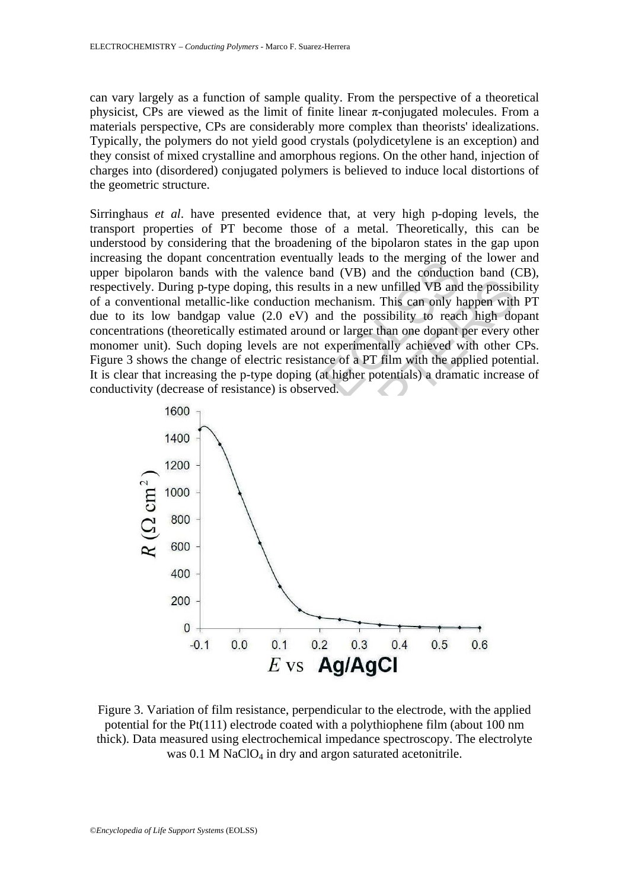can vary largely as a function of sample quality. From the perspective of a theoretical physicist, CPs are viewed as the limit of finite linear π-conjugated molecules. From a materials perspective, CPs are considerably more complex than theorists' idealizations. Typically, the polymers do not yield good crystals (polydicetylene is an exception) and they consist of mixed crystalline and amorphous regions. On the other hand, injection of charges into (disordered) conjugated polymers is believed to induce local distortions of the geometric structure.

Sirringhaus *et al*. have presented evidence that, at very high p-doping levels, the transport properties of PT become those of a metal. Theoretically, this can be understood by considering that the broadening of the bipolaron states in the gap upon increasing the dopant concentration eventually leads to the merging of the lower and upper bipolaron bands with the valence band (VB) and the conduction band (CB), respectively. During p-type doping, this results in a new unfilled VB and the possibility of a conventional metallic-like conduction mechanism. This can only happen with PT due to its low bandgap value (2.0 eV) and the possibility to reach high dopant concentrations (theoretically estimated around or larger than one dopant per every other monomer unit). Such doping levels are not experimentally achieved with other CPs. Figure 3 shows the change of electric resistance of a PT film with the applied potential. It is clear that increasing the p-type doping (at higher potentials) a dramatic increase of conductivity (decrease of resistance) is observed.

Figure 3. Variation of film resistance, perpendicular to the electrode, with the applied potential for the Pt(111) electrode coated with a polythiophene film (about 100 nm thick). Data measured using electrochemical impedance spectroscopy. The electrolyte was 0.1 M $NaClO_4$ in dry and argon saturated acetonitrile.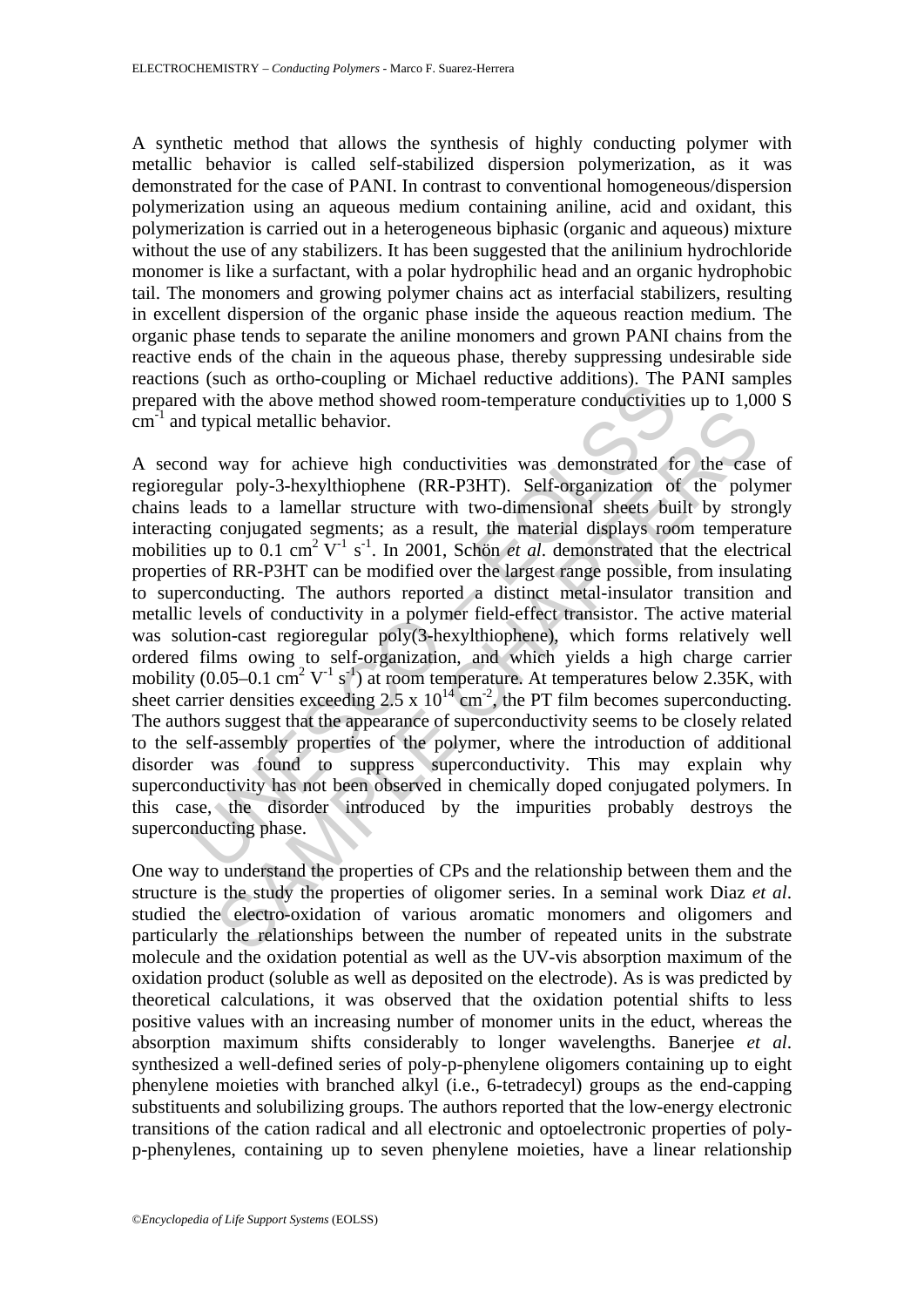A synthetic method that allows the synthesis of highly conducting polymer with metallic behavior is called self-stabilized dispersion polymerization, as it was demonstrated for the case of PANI. In contrast to conventional homogeneous/dispersion polymerization using an aqueous medium containing aniline, acid and oxidant, this polymerization is carried out in a heterogeneous biphasic (organic and aqueous) mixture without the use of any stabilizers. It has been suggested that the anilinium hydrochloride monomer is like a surfactant, with a polar hydrophilic head and an organic hydrophobic tail. The monomers and growing polymer chains act as interfacial stabilizers, resulting in excellent dispersion of the organic phase inside the aqueous reaction medium. The organic phase tends to separate the aniline monomers and grown PANI chains from the reactive ends of the chain in the aqueous phase, thereby suppressing undesirable side reactions (such as ortho-coupling or Michael reductive additions). The PANI samples prepared with the above method showed room-temperature conductivities up to 1,000 S $cm^{-1}$ and typical metallic behavior.

A second way for achieve high conductivities was demonstrated for the case of regioregular poly-3-hexylthiophene (RR-P3HT). Self-organization of the polymer chains leads to a lamellar structure with two-dimensional sheets built by strongly interacting conjugated segments; as a result, the material displays room temperature mobilities up to 0.1 $cm^2 V^{-1} s^{-1}$. In 2001, Schön *et al*. demonstrated that the electrical properties of RR-P3HT can be modified over the largest range possible, from insulating to superconducting. The authors reported a distinct metal-insulator transition and metallic levels of conductivity in a polymer field-effect transistor. The active material was solution-cast regioregular poly(3-hexylthiophene), which forms relatively well ordered films owing to self-organization, and which yields a high charge carrier mobility (0.05–0.1 $cm^2 V^{-1} s^{-1}$) at room temperature. At temperatures below 2.35K, with sheet carrier densities exceeding $2.5 \times 10^{14}$ $cm^{-2}$, the PT film becomes superconducting. The authors suggest that the appearance of superconductivity seems to be closely related to the self-assembly properties of the polymer, where the introduction of additional disorder was found to suppress superconductivity. This may explain why superconductivity has not been observed in chemically doped conjugated polymers. In this case, the disorder introduced by the impurities probably destroys the superconducting phase.

One way to understand the properties of CPs and the relationship between them and the structure is the study the properties of oligomer series. In a seminal work Diaz *et al*. studied the electro-oxidation of various aromatic monomers and oligomers and particularly the relationships between the number of repeated units in the substrate molecule and the oxidation potential as well as the UV-vis absorption maximum of the oxidation product (soluble as well as deposited on the electrode). As is was predicted by theoretical calculations, it was observed that the oxidation potential shifts to less positive values with an increasing number of monomer units in the educt, whereas the absorption maximum shifts considerably to longer wavelengths. Banerjee *et al*. synthesized a well-defined series of poly-p-phenylene oligomers containing up to eight phenylene moieties with branched alkyl (i.e., 6-tetradecyl) groups as the end-capping substituents and solubilizing groups. The authors reported that the low-energy electronic transitions of the cation radical and all electronic and optoelectronic properties of poly-p-phenylenes, containing up to seven phenylene moieties, have a linear relationship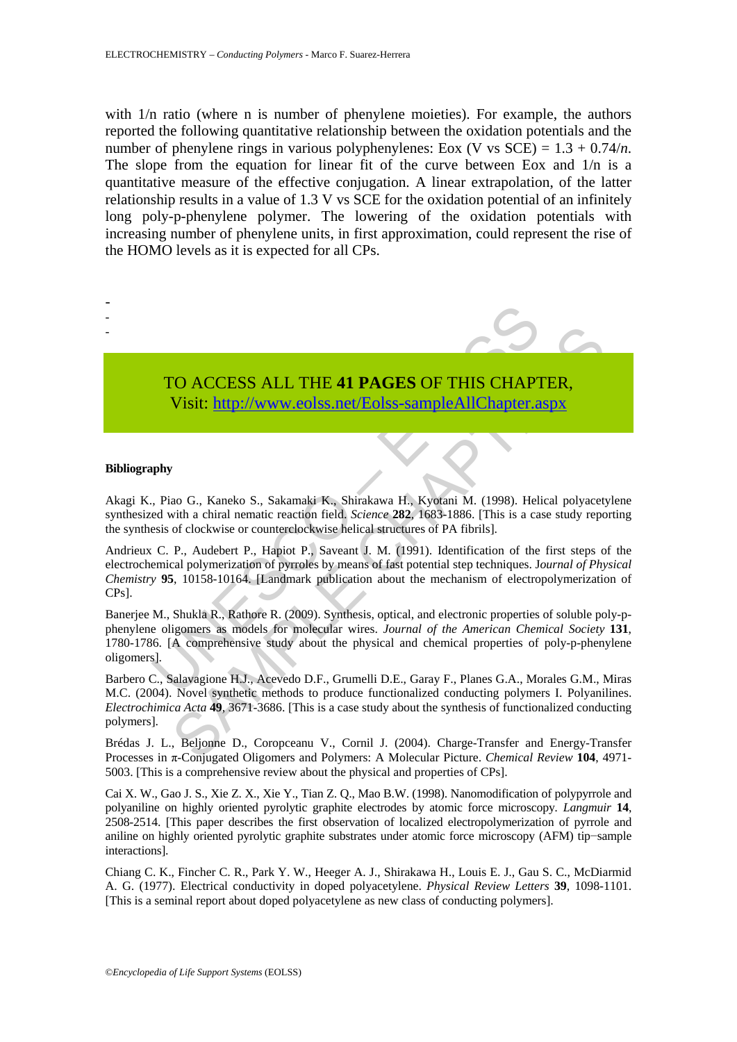with 1/n ratio (where n is number of phenylene moieties). For example, the authors reported the following quantitative relationship between the oxidation potentials and the number of phenylene rings in various polyphenylenes: Eox (V vs SCE) = $1.3 + 0.74/n$. The slope from the equation for linear fit of the curve between Eox and 1/n is a quantitative measure of the effective conjugation. A linear extrapolation, of the latter relationship results in a value of 1.3 V vs SCE for the oxidation potential of an infinitely long poly-p-phenylene polymer. The lowering of the oxidation potentials with increasing number of phenylene units, in first approximation, could represent the rise of the HOMO levels as it is expected for all CPs.

-
-
-

TO ACCESS ALL THE **41 PAGES** OF THIS CHAPTER,
Visit: http://www.eolss.net/Eolss-sampleAllChapter.aspx

**Bibliography**

Akagi K., Piao G., Kaneko S., Sakamaki K., Shirakawa H., Kyotani M. (1998). Helical polyacetylene synthesized with a chiral nematic reaction field. *Science* **282**, 1683-1886. [This is a case study reporting the synthesis of clockwise or counterclockwise helical structures of PA fibrils].

Andrieux C. P., Audebert P., Hapiot P., Saveant J. M. (1991). Identification of the first steps of the electrochemical polymerization of pyrroles by means of fast potential step techniques. *Journal of Physical Chemistry* **95**, 10158-10164. [Landmark publication about the mechanism of electropolymerization of CPs].

Banerjee M., Shukla R., Rathore R. (2009). Synthesis, optical, and electronic properties of soluble poly-p-phenylene oligomers as models for molecular wires. *Journal of the American Chemical Society* **131**, 1780-1786. [A comprehensive study about the physical and chemical properties of poly-p-phenylene oligomers].

Barbero C., Salavagione H.J., Acevedo D.F., Grumelli D.E., Garay F., Planes G.A., Morales G.M., Miras M.C. (2004). Novel synthetic methods to produce functionalized conducting polymers I. Polyanilines. *Electrochimica Acta* **49**, 3671-3686. [This is a case study about the synthesis of functionalized conducting polymers].

Brédas J. L., Beljonne D., Coropceanu V., Cornil J. (2004). Charge-Transfer and Energy-Transfer Processes in π-Conjugated Oligomers and Polymers: A Molecular Picture. *Chemical Review* **104**, 4971-5003. [This is a comprehensive review about the physical and properties of CPs].

Cai X. W., Gao J. S., Xie Z. X., Xie Y., Tian Z. Q., Mao B.W. (1998). Nanomodification of polypyrrole and polyaniline on highly oriented pyrolytic graphite electrodes by atomic force microscopy. *Langmuir* **14**, 2508-2514. [This paper describes the first observation of localized electropolymerization of pyrrole and aniline on highly oriented pyrolytic graphite substrates under atomic force microscopy (AFM) tip−sample interactions].

Chiang C. K., Fincher C. R., Park Y. W., Heeger A. J., Shirakawa H., Louis E. J., Gau S. C., McDiarmid A. G. (1977). Electrical conductivity in doped polyacetylene. *Physical Review Letters* **39**, 1098-1101. [This is a seminal report about doped polyacetylene as new class of conducting polymers].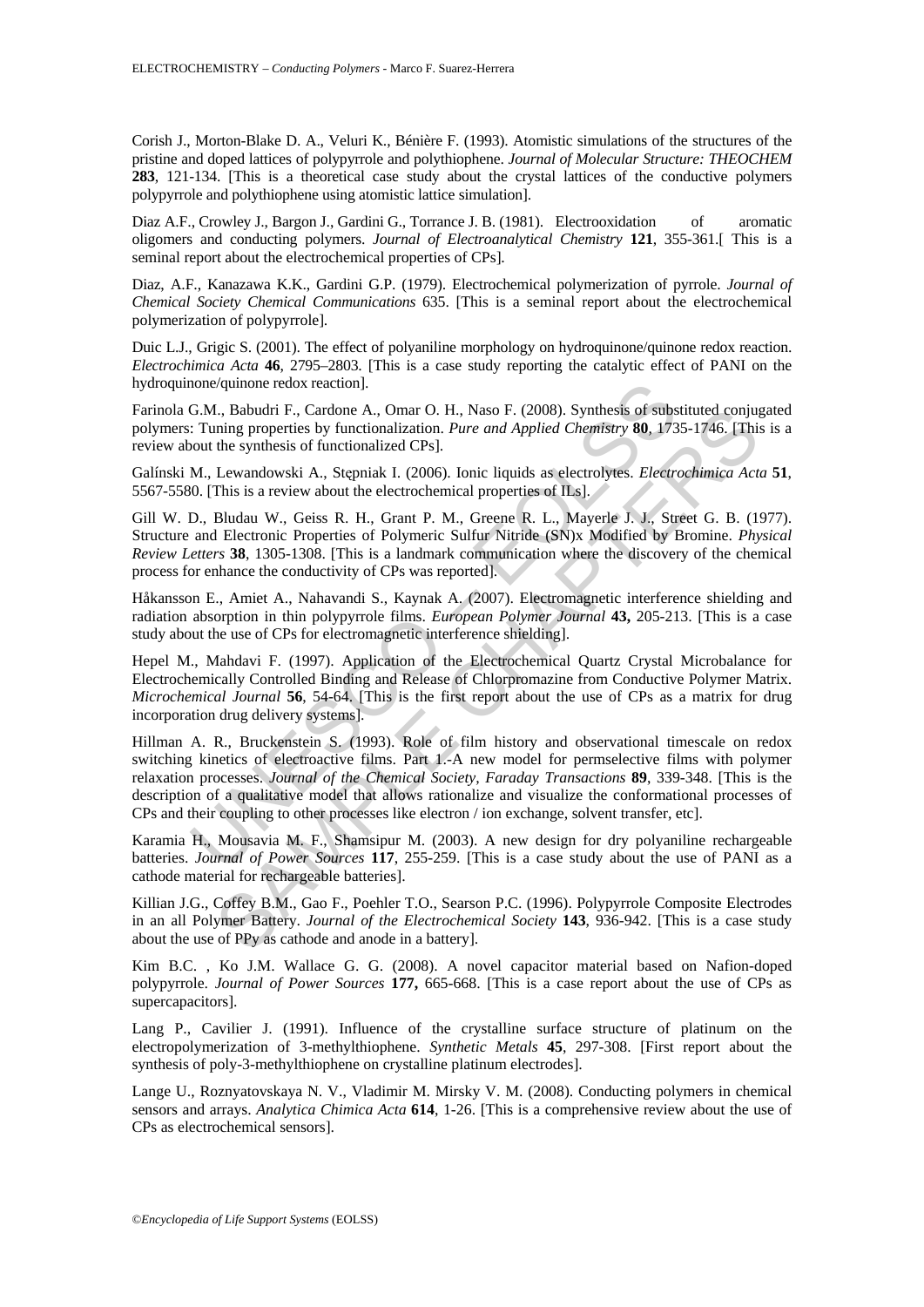Corish J., Morton-Blake D. A., Veluri K., Bénière F. (1993). Atomistic simulations of the structures of the pristine and doped lattices of polypyrrole and polythiophene. *Journal of Molecular Structure: THEOCHEM* **283**, 121-134. [This is a theoretical case study about the crystal lattices of the conductive polymers polypyrrole and polythiophene using atomistic lattice simulation].

Diaz A.F., Crowley J., Bargon J., Gardini G., Torrance J. B. (1981). Electrooxidation of aromatic oligomers and conducting polymers. *Journal of Electroanalytical Chemistry* **121**, 355-361.[ This is a seminal report about the electrochemical properties of CPs].

Diaz, A.F., Kanazawa K.K., Gardini G.P. (1979). Electrochemical polymerization of pyrrole. *Journal of Chemical Society Chemical Communications* 635. [This is a seminal report about the electrochemical polymerization of polypyrrole].

Duic L.J., Grigic S. (2001). The effect of polyaniline morphology on hydroquinone/quinone redox reaction. *Electrochimica Acta* **46**, 2795–2803. [This is a case study reporting the catalytic effect of PANI on the hydroquinone/quinone redox reaction].

Farinola G.M., Babudri F., Cardone A., Omar O. H., Naso F. (2008). Synthesis of substituted conjugated polymers: Tuning properties by functionalization. *Pure and Applied Chemistry* **80**, 1735-1746. [This is a review about the synthesis of functionalized CPs].

Galínski M., Lewandowski A., Stępniak I. (2006). Ionic liquids as electrolytes. *Electrochimica Acta* **51**, 5567-5580. [This is a review about the electrochemical properties of ILs].

Gill W. D., Bludau W., Geiss R. H., Grant P. M., Greene R. L., Mayerle J. J., Street G. B. (1977). Structure and Electronic Properties of Polymeric Sulfur Nitride (SN)x Modified by Bromine. *Physical Review Letters* **38**, 1305-1308. [This is a landmark communication where the discovery of the chemical process for enhance the conductivity of CPs was reported].

Håkansson E., Amiet A., Nahavandi S., Kaynak A. (2007). Electromagnetic interference shielding and radiation absorption in thin polypyrrole films. *European Polymer Journal* **43,** 205-213. [This is a case study about the use of CPs for electromagnetic interference shielding].

Hepel M., Mahdavi F. (1997). Application of the Electrochemical Quartz Crystal Microbalance for Electrochemically Controlled Binding and Release of Chlorpromazine from Conductive Polymer Matrix. *Microchemical Journal* **56**, 54-64. [This is the first report about the use of CPs as a matrix for drug incorporation drug delivery systems].

Hillman A. R., Bruckenstein S. (1993). Role of film history and observational timescale on redox switching kinetics of electroactive films. Part 1.-A new model for permselective films with polymer relaxation processes. *Journal of the Chemical Society, Faraday Transactions* **89**, 339-348. [This is the description of a qualitative model that allows rationalize and visualize the conformational processes of CPs and their coupling to other processes like electron / ion exchange, solvent transfer, etc].

Karamia H., Mousavia M. F., Shamsipur M. (2003). A new design for dry polyaniline rechargeable batteries. *Journal of Power Sources* **117**, 255-259. [This is a case study about the use of PANI as a cathode material for rechargeable batteries].

Killian J.G., Coffey B.M., Gao F., Poehler T.O., Searson P.C. (1996). Polypyrrole Composite Electrodes in an all Polymer Battery. *Journal of the Electrochemical Society* **143**, 936-942. [This is a case study about the use of PPy as cathode and anode in a battery].

Kim B.C. , Ko J.M. Wallace G. G. (2008). A novel capacitor material based on Nafion-doped polypyrrole. *Journal of Power Sources* **177,** 665-668. [This is a case report about the use of CPs as supercapacitors].

Lang P., Cavilier J. (1991). Influence of the crystalline surface structure of platinum on the electropolymerization of 3-methylthiophene. *Synthetic Metals* **45**, 297-308. [First report about the synthesis of poly-3-methylthiophene on crystalline platinum electrodes].

Lange U., Roznyatovskaya N. V., Vladimir M. Mirsky V. M. (2008). Conducting polymers in chemical sensors and arrays. *Analytica Chimica Acta* **614**, 1-26. [This is a comprehensive review about the use of CPs as electrochemical sensors].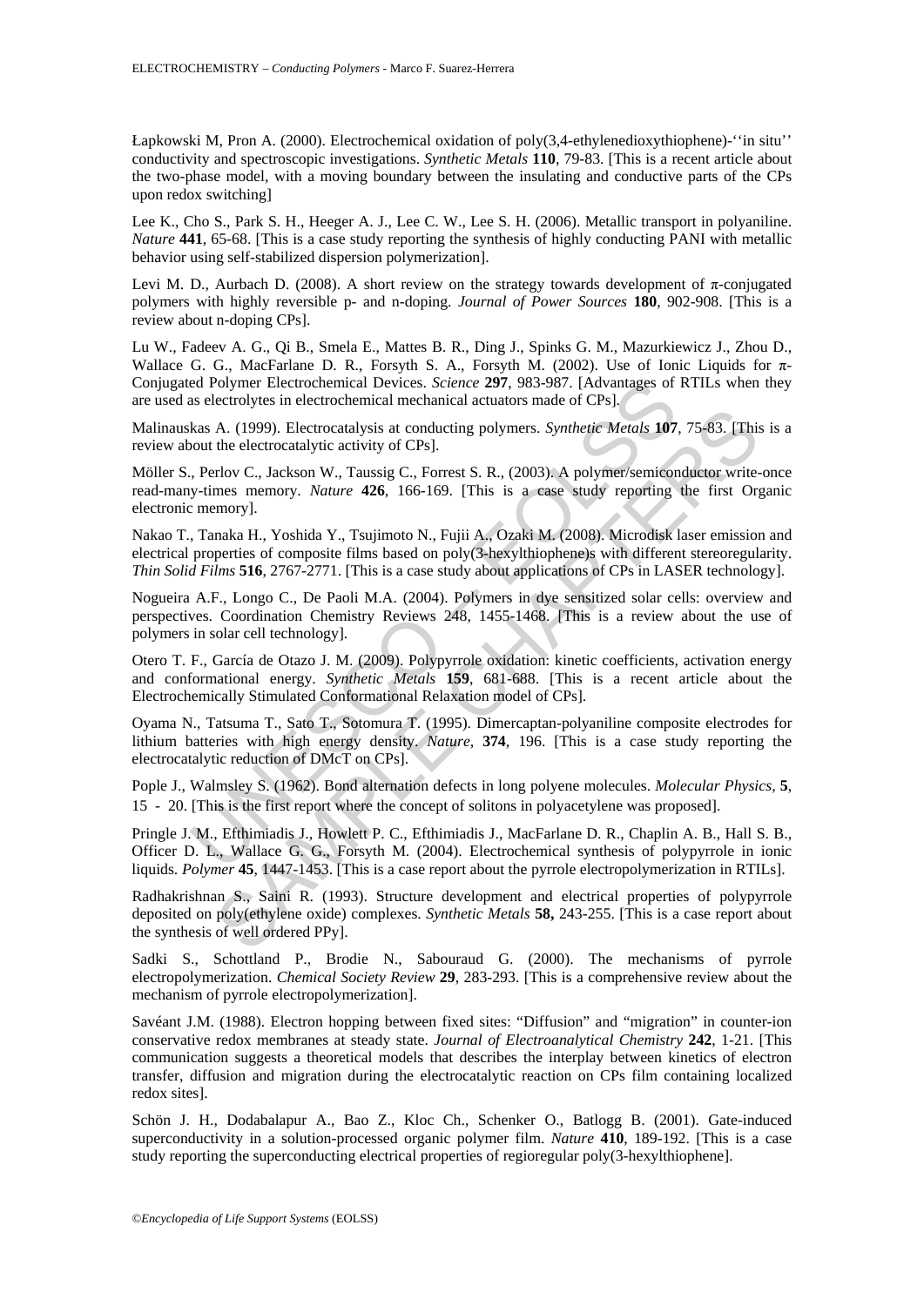Łapkowski M, Pron A. (2000). Electrochemical oxidation of poly(3,4-ethylenedioxythiophene)-''in situ'' conductivity and spectroscopic investigations. *Synthetic Metals* **110**, 79-83. [This is a recent article about the two-phase model, with a moving boundary between the insulating and conductive parts of the CPs upon redox switching]

Lee K., Cho S., Park S. H., Heeger A. J., Lee C. W., Lee S. H. (2006). Metallic transport in polyaniline. *Nature* **441**, 65-68. [This is a case study reporting the synthesis of highly conducting PANI with metallic behavior using self-stabilized dispersion polymerization].

Levi M. D., Aurbach D. (2008). A short review on the strategy towards development of π-conjugated polymers with highly reversible p- and n-doping. *Journal of Power Sources* **180**, 902-908. [This is a review about n-doping CPs].

Lu W., Fadeev A. G., Qi B., Smela E., Mattes B. R., Ding J., Spinks G. M., Mazurkiewicz J., Zhou D., Wallace G. G., MacFarlane D. R., Forsyth S. A., Forsyth M. (2002). Use of Ionic Liquids for π-Conjugated Polymer Electrochemical Devices. *Science* **297**, 983-987. [Advantages of RTILs when they are used as electrolytes in electrochemical mechanical actuators made of CPs].

Malinauskas A. (1999). Electrocatalysis at conducting polymers. *Synthetic Metals* **107**, 75-83. [This is a review about the electrocatalytic activity of CPs].

Möller S., Perlov C., Jackson W., Taussig C., Forrest S. R., (2003). A polymer/semiconductor write-once read-many-times memory. *Nature* **426**, 166-169. [This is a case study reporting the first Organic electronic memory].

Nakao T., Tanaka H., Yoshida Y., Tsujimoto N., Fujii A., Ozaki M. (2008). Microdisk laser emission and electrical properties of composite films based on poly(3-hexylthiophene)s with different stereoregularity. *Thin Solid Films* **516**, 2767-2771. [This is a case study about applications of CPs in LASER technology].

Nogueira A.F., Longo C., De Paoli M.A. (2004). Polymers in dye sensitized solar cells: overview and perspectives. Coordination Chemistry Reviews 248, 1455-1468. [This is a review about the use of polymers in solar cell technology].

Otero T. F., García de Otazo J. M. (2009). Polypyrrole oxidation: kinetic coefficients, activation energy and conformational energy. *Synthetic Metals* **159**, 681-688. [This is a recent article about the Electrochemically Stimulated Conformational Relaxation model of CPs].

Oyama N., Tatsuma T., Sato T., Sotomura T. (1995). Dimercaptan-polyaniline composite electrodes for lithium batteries with high energy density. *Nature*, **374**, 196. [This is a case study reporting the electrocatalytic reduction of DMcT on CPs].

Pople J., Walmsley S. (1962). Bond alternation defects in long polyene molecules. *Molecular Physics*, **5**, 15 - 20. [This is the first report where the concept of solitons in polyacetylene was proposed].

Pringle J. M., Efthimiadis J., Howlett P. C., Efthimiadis J., MacFarlane D. R., Chaplin A. B., Hall S. B., Officer D. L., Wallace G. G., Forsyth M. (2004). Electrochemical synthesis of polypyrrole in ionic liquids. *Polymer* **45**, 1447-1453. [This is a case report about the pyrrole electropolymerization in RTILs].

Radhakrishnan S., Saini R. (1993). Structure development and electrical properties of polypyrrole deposited on poly(ethylene oxide) complexes. *Synthetic Metals* **58,** 243-255. [This is a case report about the synthesis of well ordered PPy].

Sadki S., Schottland P., Brodie N., Sabouraud G. (2000). The mechanisms of pyrrole electropolymerization. *Chemical Society Review* **29**, 283-293. [This is a comprehensive review about the mechanism of pyrrole electropolymerization].

Savéant J.M. (1988). Electron hopping between fixed sites: "Diffusion" and "migration" in counter-ion conservative redox membranes at steady state. *Journal of Electroanalytical Chemistry* **242**, 1-21. [This communication suggests a theoretical models that describes the interplay between kinetics of electron transfer, diffusion and migration during the electrocatalytic reaction on CPs film containing localized redox sites].

Schön J. H., Dodabalapur A., Bao Z., Kloc Ch., Schenker O., Batlogg B. (2001). Gate-induced superconductivity in a solution-processed organic polymer film. *Nature* **410**, 189-192. [This is a case study reporting the superconducting electrical properties of regioregular poly(3-hexylthiophene].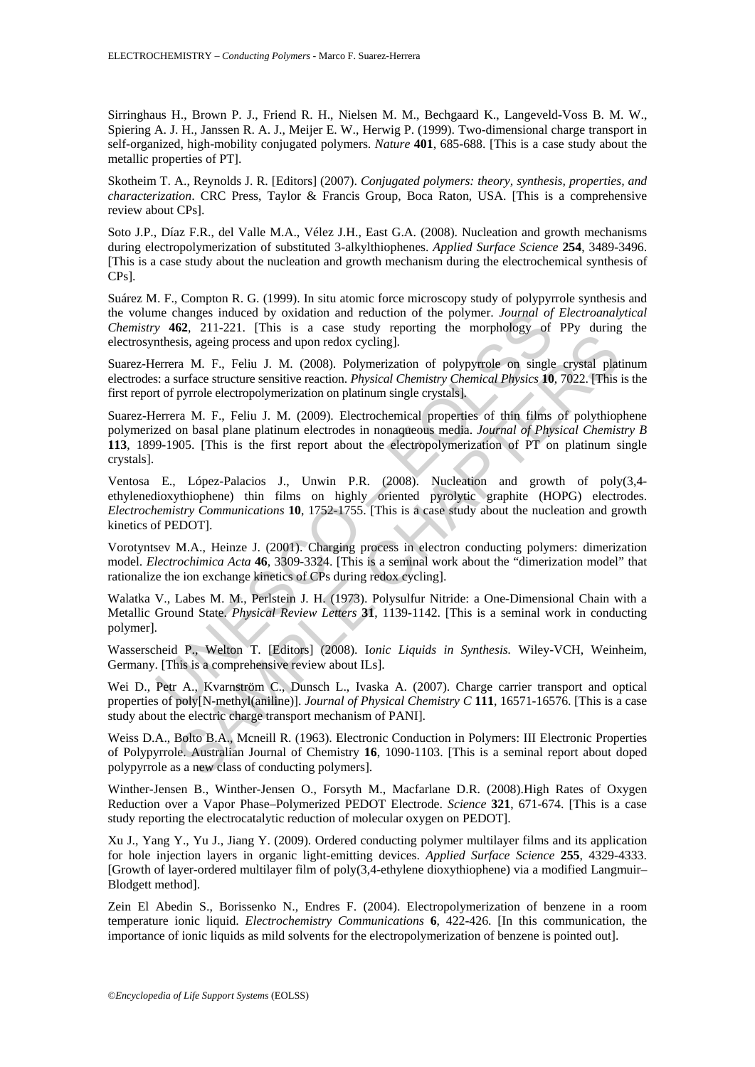Sirringhaus H., Brown P. J., Friend R. H., Nielsen M. M., Bechgaard K., Langeveld-Voss B. M. W., Spiering A. J. H., Janssen R. A. J., Meijer E. W., Herwig P. (1999). Two-dimensional charge transport in self-organized, high-mobility conjugated polymers. *Nature* **401**, 685-688. [This is a case study about the metallic properties of PT].

Skotheim T. A., Reynolds J. R. [Editors] (2007). *Conjugated polymers: theory, synthesis, properties, and characterization*. CRC Press, Taylor & Francis Group, Boca Raton, USA. [This is a comprehensive review about CPs].

Soto J.P., Díaz F.R., del Valle M.A., Vélez J.H., East G.A. (2008). Nucleation and growth mechanisms during electropolymerization of substituted 3-alkylthiophenes. *Applied Surface Science* **254**, 3489-3496. [This is a case study about the nucleation and growth mechanism during the electrochemical synthesis of CPs].

Suárez M. F., Compton R. G. (1999). In situ atomic force microscopy study of polypyrrole synthesis and the volume changes induced by oxidation and reduction of the polymer. *Journal of Electroanalytical Chemistry* **462**, 211-221. [This is a case study reporting the morphology of PPy during the electrosynthesis, ageing process and upon redox cycling].

Suarez-Herrera M. F., Feliu J. M. (2008). Polymerization of polypyrrole on single crystal platinum electrodes: a surface structure sensitive reaction. *Physical Chemistry Chemical Physics* **10**, 7022. [This is the first report of pyrrole electropolymerization on platinum single crystals].

Suarez-Herrera M. F., Feliu J. M. (2009). Electrochemical properties of thin films of polythiophene polymerized on basal plane platinum electrodes in nonaqueous media. *Journal of Physical Chemistry B* **113**, 1899-1905. [This is the first report about the electropolymerization of PT on platinum single crystals].

Ventosa E., López-Palacios J., Unwin P.R. (2008). Nucleation and growth of poly(3,4-ethylenedioxythiophene) thin films on highly oriented pyrolytic graphite (HOPG) electrodes. *Electrochemistry Communications* **10**, 1752-1755. [This is a case study about the nucleation and growth kinetics of PEDOT].

Vorotyntsev M.A., Heinze J. (2001). Charging process in electron conducting polymers: dimerization model. *Electrochimica Acta* **46**, 3309-3324. [This is a seminal work about the "dimerization model" that rationalize the ion exchange kinetics of CPs during redox cycling].

Walatka V., Labes M. M., Perlstein J. H. (1973). Polysulfur Nitride: a One-Dimensional Chain with a Metallic Ground State. *Physical Review Letters* **31**, 1139-1142. [This is a seminal work in conducting polymer].

Wasserscheid P., Welton T. [Editors] (2008). I*onic Liquids in Synthesis.* Wiley-VCH, Weinheim, Germany. [This is a comprehensive review about ILs].

Wei D., Petr A., Kvarnström C., Dunsch L., Ivaska A. (2007). Charge carrier transport and optical properties of poly[N-methyl(aniline)]. *Journal of Physical Chemistry C* **111**, 16571-16576. [This is a case study about the electric charge transport mechanism of PANI].

Weiss D.A., Bolto B.A., Mcneill R. (1963). Electronic Conduction in Polymers: III Electronic Properties of Polypyrrole. Australian Journal of Chemistry **16**, 1090-1103. [This is a seminal report about doped polypyrrole as a new class of conducting polymers].

Winther-Jensen B., Winther-Jensen O., Forsyth M., Macfarlane D.R. (2008).High Rates of Oxygen Reduction over a Vapor Phase–Polymerized PEDOT Electrode. *Science* **321**, 671-674. [This is a case study reporting the electrocatalytic reduction of molecular oxygen on PEDOT].

Xu J., Yang Y., Yu J., Jiang Y. (2009). Ordered conducting polymer multilayer films and its application for hole injection layers in organic light-emitting devices. *Applied Surface Science* **255**, 4329-4333. [Growth of layer-ordered multilayer film of poly(3,4-ethylene dioxythiophene) via a modified Langmuir–Blodgett method].

Zein El Abedin S., Borissenko N., Endres F. (2004). Electropolymerization of benzene in a room temperature ionic liquid. *Electrochemistry Communications* **6**, 422-426. [In this communication, the importance of ionic liquids as mild solvents for the electropolymerization of benzene is pointed out].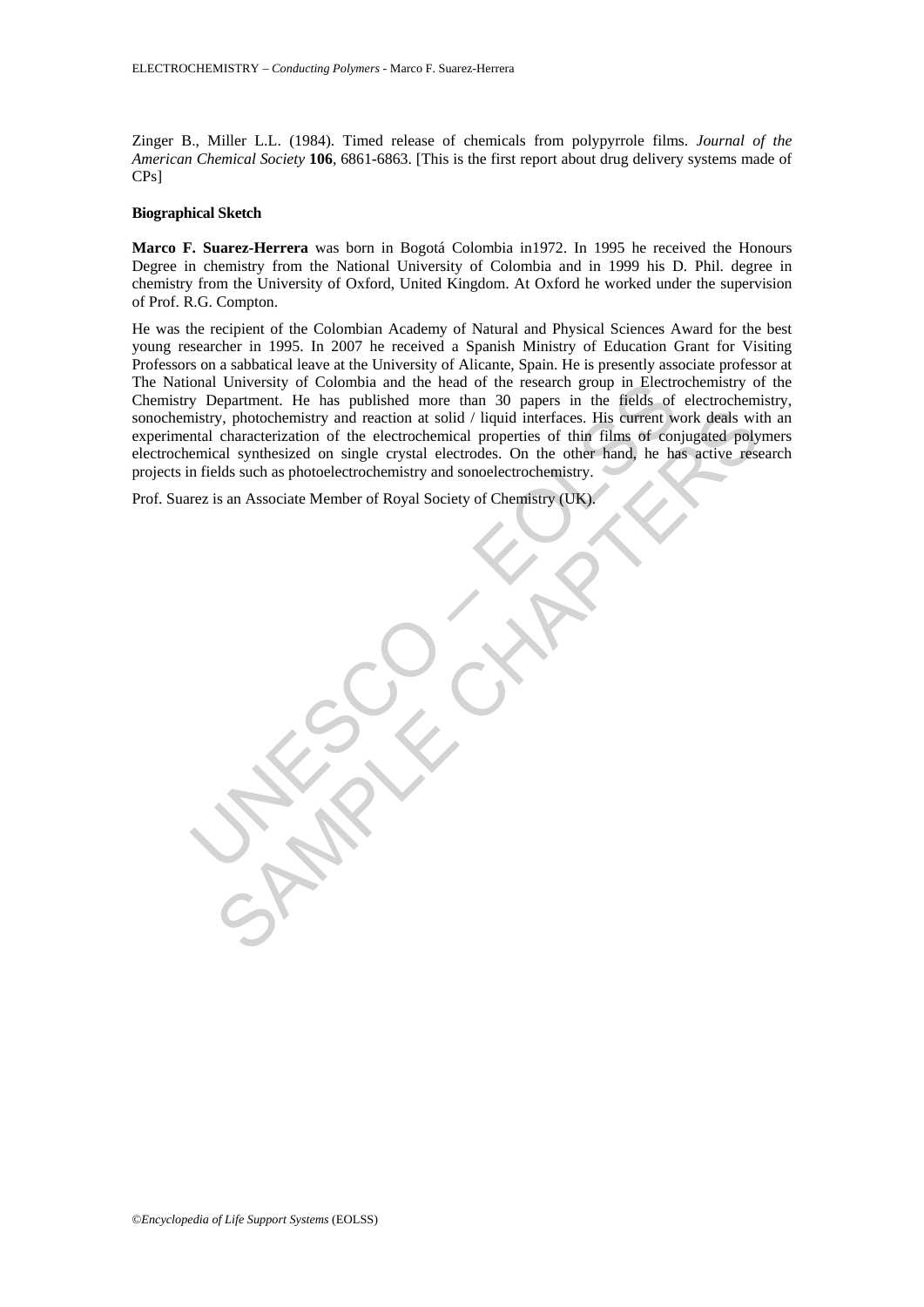Zinger B., Miller L.L. (1984). Timed release of chemicals from polypyrrole films. *Journal of the American Chemical Society* **106**, 6861-6863. [This is the first report about drug delivery systems made of CPs]

**Biographical Sketch**

**Marco F. Suarez-Herrera** was born in Bogotá Colombia in1972. In 1995 he received the Honours Degree in chemistry from the National University of Colombia and in 1999 his D. Phil. degree in chemistry from the University of Oxford, United Kingdom. At Oxford he worked under the supervision of Prof. R.G. Compton.

He was the recipient of the Colombian Academy of Natural and Physical Sciences Award for the best young researcher in 1995. In 2007 he received a Spanish Ministry of Education Grant for Visiting Professors on a sabbatical leave at the University of Alicante, Spain. He is presently associate professor at The National University of Colombia and the head of the research group in Electrochemistry of the Chemistry Department. He has published more than 30 papers in the fields of electrochemistry, sonochemistry, photochemistry and reaction at solid / liquid interfaces. His current work deals with an experimental characterization of the electrochemical properties of thin films of conjugated polymers electrochemical synthesized on single crystal electrodes. On the other hand, he has active research projects in fields such as photoelectrochemistry and sonoelectrochemistry.

Prof. Suarez is an Associate Member of Royal Society of Chemistry (UK).